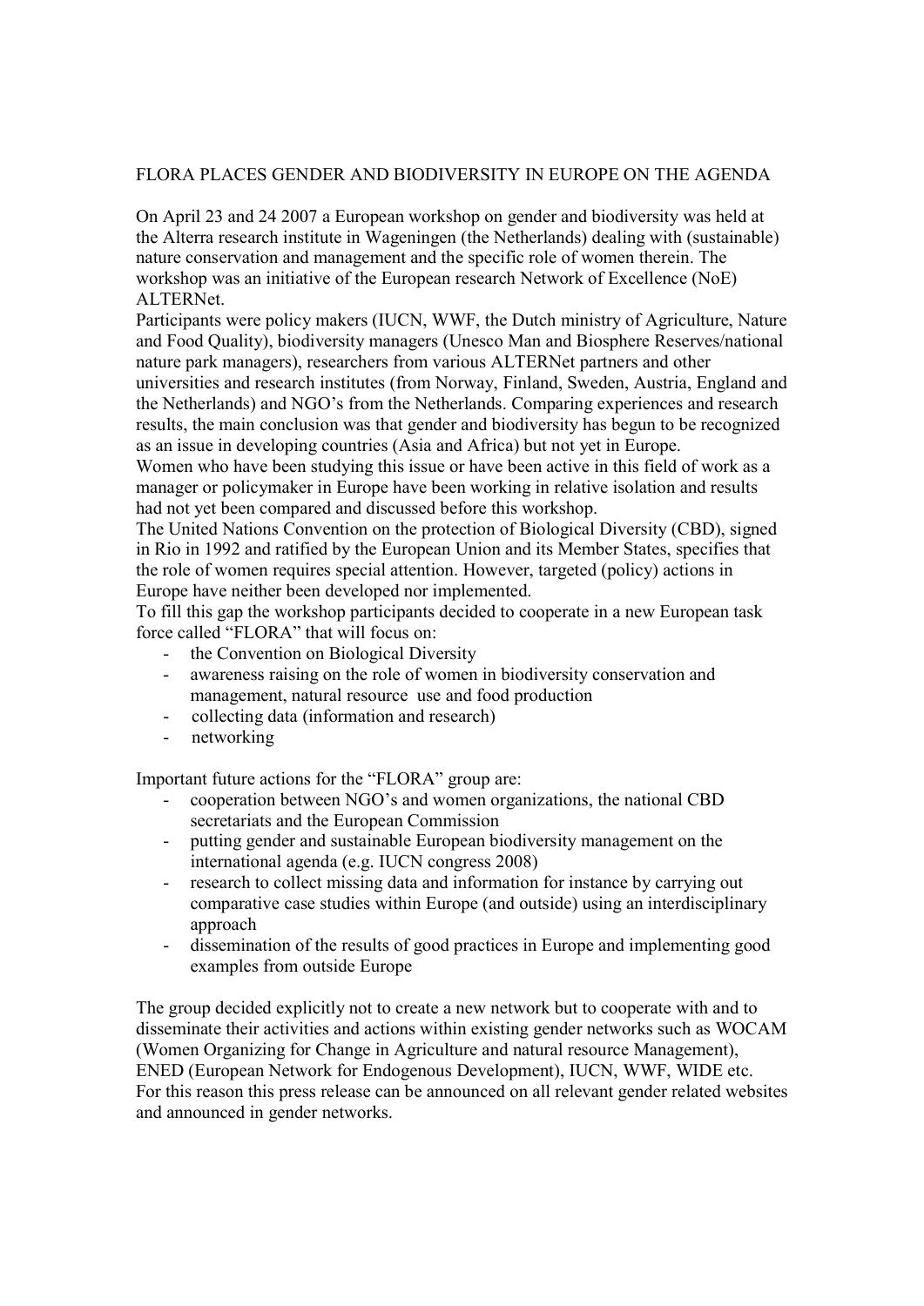# FLORA PLACES GENDER AND BIODIVERSITY IN EUROPE ON THE AGENDA

On April 23 and 24 2007 a European workshop on gender and biodiversity was held at the Alterra research institute in Wageningen (the Netherlands) dealing with (sustainable) nature conservation and management and the specific role of women therein. The workshop was an initiative of the European research Network of Excellence (NoE) ALTERNet.

Participants were policy makers (IUCN, WWF, the Dutch ministry of Agriculture, Nature and Food Quality), biodiversity managers (Unesco Man and Biosphere Reserves/national nature park managers), researchers from various ALTERNet partners and other universities and research institutes (from Norway, Finland, Sweden, Austria, England and the Netherlands) and NGO's from the Netherlands. Comparing experiences and research results, the main conclusion was that gender and biodiversity has begun to be recognized as an issue in developing countries (Asia and Africa) but not yet in Europe.

Women who have been studying this issue or have been active in this field of work as a manager or policymaker in Europe have been working in relative isolation and results had not yet been compared and discussed before this workshop.

The United Nations Convention on the protection of Biological Diversity (CBD), signed in Rio in 1992 and ratified by the European Union and its Member States, specifies that the role of women requires special attention. However, targeted (policy) actions in Europe have neither been developed nor implemented.

To fill this gap the workshop participants decided to cooperate in a new European task force called "FLORA" that will focus on:

- the Convention on Biological Diversity
- awareness raising on the role of women in biodiversity conservation and management, natural resource use and food production
- collecting data (information and research)
- networking

Important future actions for the "FLORA" group are:

- cooperation between NGO's and women organizations, the national CBD secretariats and the European Commission
- putting gender and sustainable European biodiversity management on the international agenda (e.g. IUCN congress 2008)
- research to collect missing data and information for instance by carrying out comparative case studies within Europe (and outside) using an interdisciplinary approach
- dissemination of the results of good practices in Europe and implementing good examples from outside Europe

The group decided explicitly not to create a new network but to cooperate with and to disseminate their activities and actions within existing gender networks such as WOCAM (Women Organizing for Change in Agriculture and natural resource Management), ENED (European Network for Endogenous Development), IUCN, WWF, WIDE etc. For this reason this press release can be announced on all relevant gender related websites and announced in gender networks.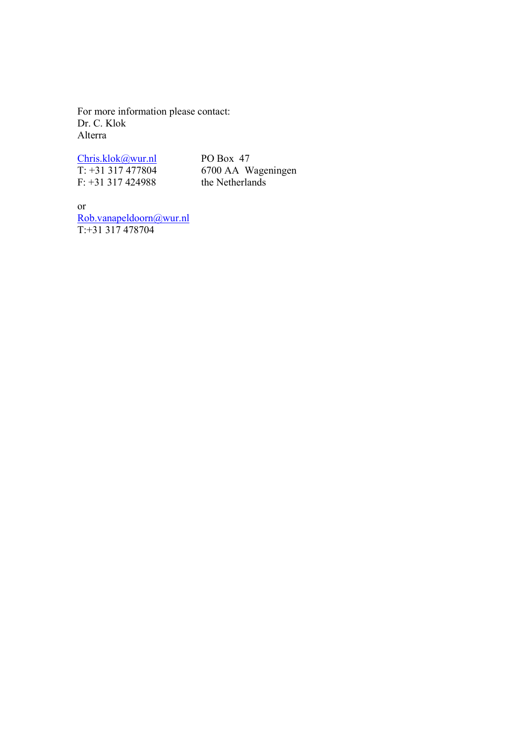For more information please contact:
Dr. C. Klok
Alterra

Chris.klok@wur.nl
T: +31 317 477804
F: +31 317 424988

PO Box 47
6700 AA Wageningen
the Netherlands

or
Rob.vanapeldoorn@wur.nl
T:+31 317 478704